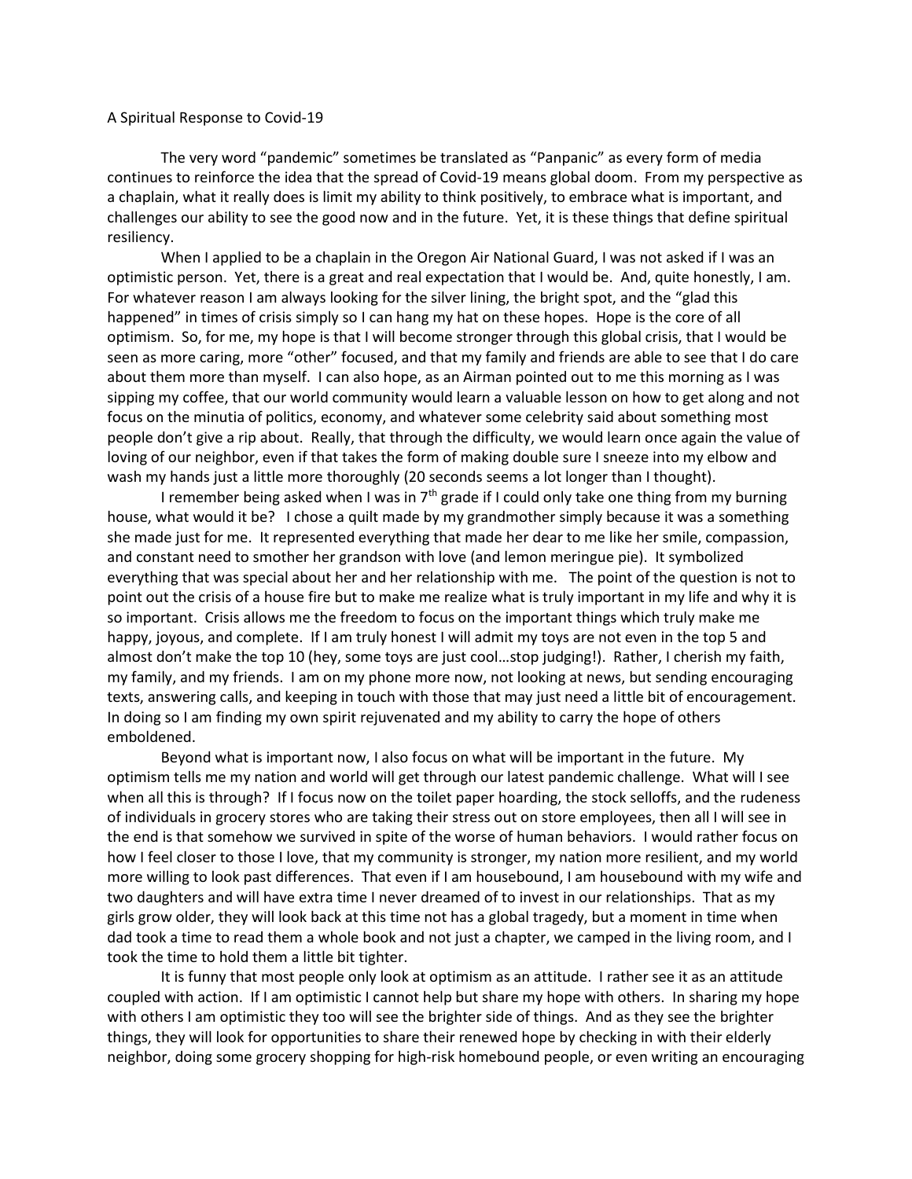# A Spiritual Response to Covid-19

The very word "pandemic" sometimes be translated as "Panpanic" as every form of media continues to reinforce the idea that the spread of Covid-19 means global doom. From my perspective as a chaplain, what it really does is limit my ability to think positively, to embrace what is important, and challenges our ability to see the good now and in the future. Yet, it is these things that define spiritual resiliency.

When I applied to be a chaplain in the Oregon Air National Guard, I was not asked if I was an optimistic person. Yet, there is a great and real expectation that I would be. And, quite honestly, I am. For whatever reason I am always looking for the silver lining, the bright spot, and the "glad this happened" in times of crisis simply so I can hang my hat on these hopes. Hope is the core of all optimism. So, for me, my hope is that I will become stronger through this global crisis, that I would be seen as more caring, more "other" focused, and that my family and friends are able to see that I do care about them more than myself. I can also hope, as an Airman pointed out to me this morning as I was sipping my coffee, that our world community would learn a valuable lesson on how to get along and not focus on the minutia of politics, economy, and whatever some celebrity said about something most people don't give a rip about. Really, that through the difficulty, we would learn once again the value of loving of our neighbor, even if that takes the form of making double sure I sneeze into my elbow and wash my hands just a little more thoroughly (20 seconds seems a lot longer than I thought).

I remember being asked when I was in 7th grade if I could only take one thing from my burning house, what would it be? I chose a quilt made by my grandmother simply because it was a something she made just for me. It represented everything that made her dear to me like her smile, compassion, and constant need to smother her grandson with love (and lemon meringue pie). It symbolized everything that was special about her and her relationship with me. The point of the question is not to point out the crisis of a house fire but to make me realize what is truly important in my life and why it is so important. Crisis allows me the freedom to focus on the important things which truly make me happy, joyous, and complete. If I am truly honest I will admit my toys are not even in the top 5 and almost don't make the top 10 (hey, some toys are just cool…stop judging!). Rather, I cherish my faith, my family, and my friends. I am on my phone more now, not looking at news, but sending encouraging texts, answering calls, and keeping in touch with those that may just need a little bit of encouragement. In doing so I am finding my own spirit rejuvenated and my ability to carry the hope of others emboldened.

Beyond what is important now, I also focus on what will be important in the future. My optimism tells me my nation and world will get through our latest pandemic challenge. What will I see when all this is through? If I focus now on the toilet paper hoarding, the stock selloffs, and the rudeness of individuals in grocery stores who are taking their stress out on store employees, then all I will see in the end is that somehow we survived in spite of the worse of human behaviors. I would rather focus on how I feel closer to those I love, that my community is stronger, my nation more resilient, and my world more willing to look past differences. That even if I am housebound, I am housebound with my wife and two daughters and will have extra time I never dreamed of to invest in our relationships. That as my girls grow older, they will look back at this time not has a global tragedy, but a moment in time when dad took a time to read them a whole book and not just a chapter, we camped in the living room, and I took the time to hold them a little bit tighter.

It is funny that most people only look at optimism as an attitude. I rather see it as an attitude coupled with action. If I am optimistic I cannot help but share my hope with others. In sharing my hope with others I am optimistic they too will see the brighter side of things. And as they see the brighter things, they will look for opportunities to share their renewed hope by checking in with their elderly neighbor, doing some grocery shopping for high-risk homebound people, or even writing an encouraging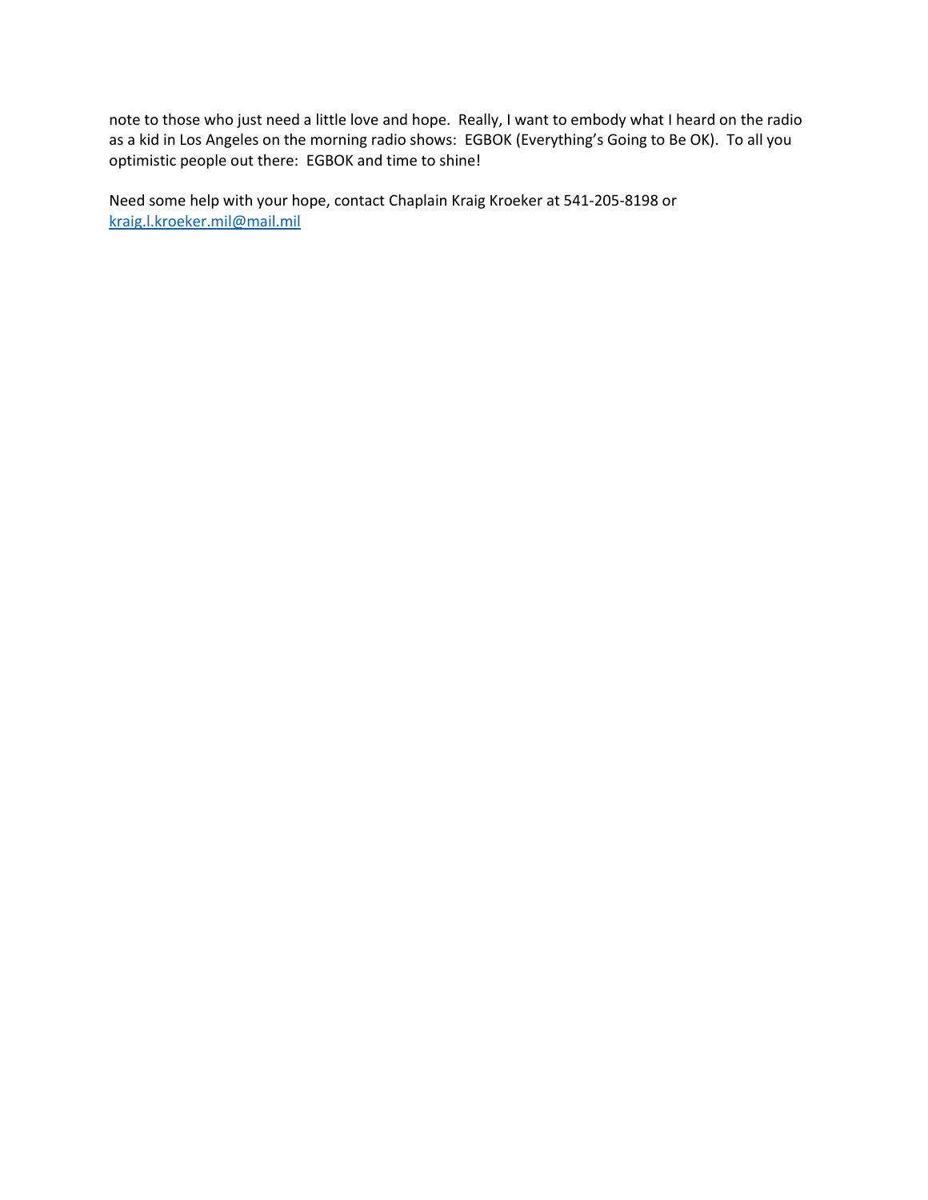note to those who just need a little love and hope. Really, I want to embody what I heard on the radio as a kid in Los Angeles on the morning radio shows: EGBOK (Everything's Going to Be OK). To all you optimistic people out there: EGBOK and time to shine!

Need some help with your hope, contact Chaplain Kraig Kroeker at 541-205-8198 or [kraig.l.kroeker.mil@mail.mil](mailto:kraig.l.kroeker.mil@mail.mil)